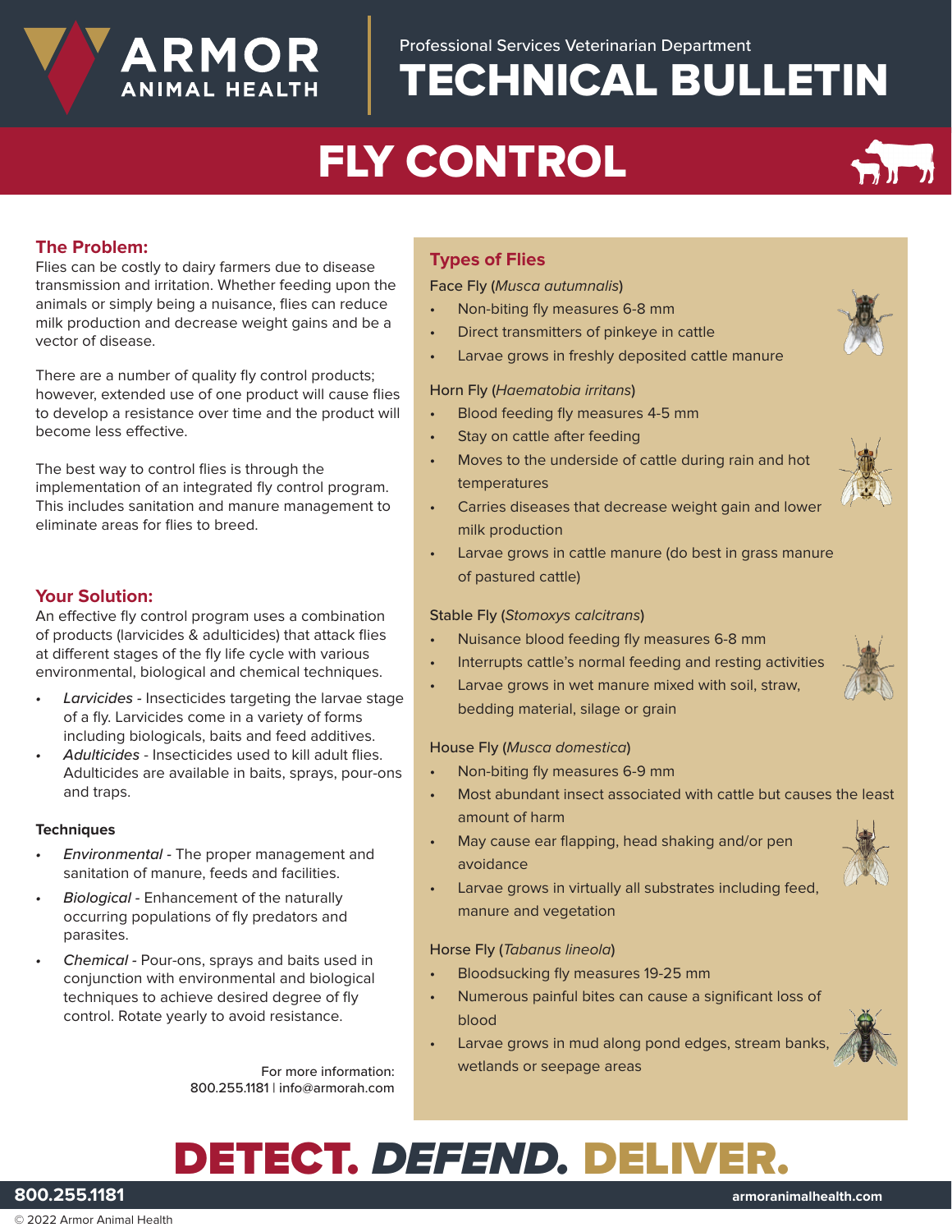# ARMOR ANIMAL HEALTH

Professional Services Veterinarian Department

# TECHNICAL BULLETIN

# FLY CONTROL

## The Problem:

Flies can be costly to dairy farmers due to disease transmission and irritation. Whether feeding upon the animals or simply being a nuisance, flies can reduce milk production and decrease weight gains and be a vector of disease.

There are a number of quality fly control products; however, extended use of one product will cause flies to develop a resistance over time and the product will become less effective.

The best way to control flies is through the implementation of an integrated fly control program. This includes sanitation and manure management to eliminate areas for flies to breed.

## Your Solution:

An effective fly control program uses a combination of products (larvicides & adulticides) that attack flies at different stages of the fly life cycle with various environmental, biological and chemical techniques.

- *Larvicides* - Insecticides targeting the larvae stage of a fly. Larvicides come in a variety of forms including biologicals, baits and feed additives.
- *Adulticides* - Insecticides used to kill adult flies. Adulticides are available in baits, sprays, pour-ons and traps.

### Techniques

- *Environmental* - The proper management and sanitation of manure, feeds and facilities.
- *Biological* - Enhancement of the naturally occurring populations of fly predators and parasites.
- *Chemical* - Pour-ons, sprays and baits used in conjunction with environmental and biological techniques to achieve desired degree of fly control. Rotate yearly to avoid resistance.

For more information:
800.255.1181 | info@armorah.com

## Types of Flies

Face Fly (*Musca autumnalis*)

- Non-biting fly measures 6-8 mm
- Direct transmitters of pinkeye in cattle
- Larvae grows in freshly deposited cattle manure

Horn Fly (*Haematobia irritans*)

- Blood feeding fly measures 4-5 mm
- Stay on cattle after feeding
- Moves to the underside of cattle during rain and hot temperatures
- Carries diseases that decrease weight gain and lower milk production
- Larvae grows in cattle manure (do best in grass manure of pastured cattle)

Stable Fly (*Stomoxys calcitrans*)

- Nuisance blood feeding fly measures 6-8 mm
- Interrupts cattle's normal feeding and resting activities
- Larvae grows in wet manure mixed with soil, straw, bedding material, silage or grain

House Fly (*Musca domestica*)

- Non-biting fly measures 6-9 mm
- Most abundant insect associated with cattle but causes the least amount of harm
- May cause ear flapping, head shaking and/or pen avoidance
- Larvae grows in virtually all substrates including feed, manure and vegetation

Horse Fly (*Tabanus lineola*)

- Bloodsucking fly measures 19-25 mm
- Numerous painful bites can cause a significant loss of blood
- Larvae grows in mud along pond edges, stream banks, wetlands or seepage areas

DETECT. *DEFEND.* DELIVER.

800.255.1181 armoranimalhealth.com

© 2022 Armor Animal Health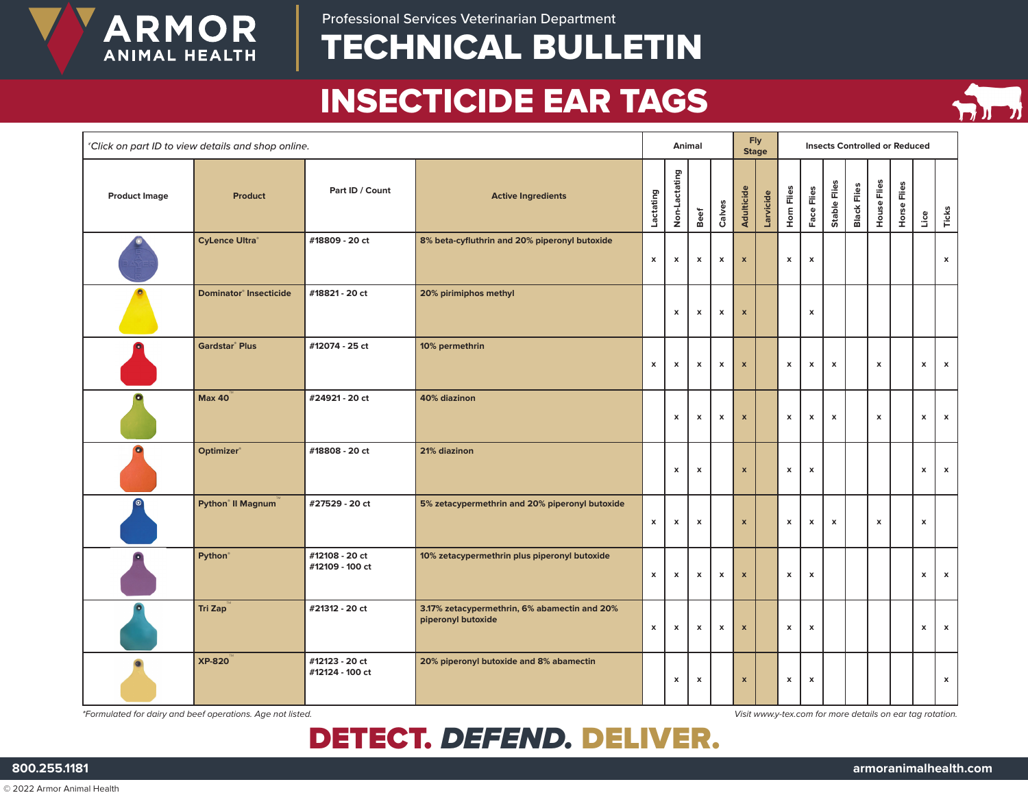# ARMOR ANIMAL HEALTH

Professional Services Veterinarian Department

# TECHNICAL BULLETIN

## INSECTICIDE EAR TAGS

*Click on part ID to view details and shop online.

| Product Image | Product | Part ID / Count | Active Ingredients | Animal | | | | Fly Stage | | Insects Controlled or Reduced | | | | | | | |
|---|---|---|---|---|---|---|---|---|---|---|---|---|---|---|---|---|---|
| | | | | Lactating | Non-Lactating | Beef | Calves | Adulticide | Larvicide | Horn Flies | Face Flies | Stable Flies | Black Flies | House Flies | Horse Flies | Lice | Ticks |
| | CyLence Ultra® | #18809 - 20 ct | 8% beta-cyfluthrin and 20% piperonyl butoxide | x | x | x | x | x | | x | x | | | | | | x |
| | Dominator® Insecticide | #18821 - 20 ct | 20% pirimiphos methyl | | x | x | x | x | | | x | | | | | | |
| | Gardstar® Plus | #12074 - 25 ct | 10% permethrin | x | x | x | x | x | | x | x | x | | x | | x | x |
| | Max 40™ | #24921 - 20 ct | 40% diazinon | | x | x | x | x | | x | x | x | | x | | x | x |
| | Optimizer® | #18808 - 20 ct | 21% diazinon | | x | x | | x | | x | x | | | | | x | x |
| | Python® II Magnum™ | #27529 - 20 ct | 5% zetacypermethrin and 20% piperonyl butoxide | x | x | x | | x | | x | x | x | | x | | x | |
| | Python® | #12108 - 20 ct<br>#12109 - 100 ct | 10% zetacypermethrin plus piperonyl butoxide | x | x | x | x | x | | x | x | | | | | x | x |
| | Tri Zap™ | #21312 - 20 ct | 3.17% zetacypermethrin, 6% abamectin and 20% piperonyl butoxide | x | x | x | x | x | | x | x | | | | | x | x |
| | XP-820™ | #12123 - 20 ct<br>#12124 - 100 ct | 20% piperonyl butoxide and 8% abamectin | | x | x | | x | | x | x | | | | | | x |

*Formulated for dairy and beef operations. Age not listed.

Visit www.y-tex.com for more details on ear tag rotation.

**DETECT. DEFEND. DELIVER.**

800.255.1181

armoranimalhealth.com

© 2022 Armor Animal Health